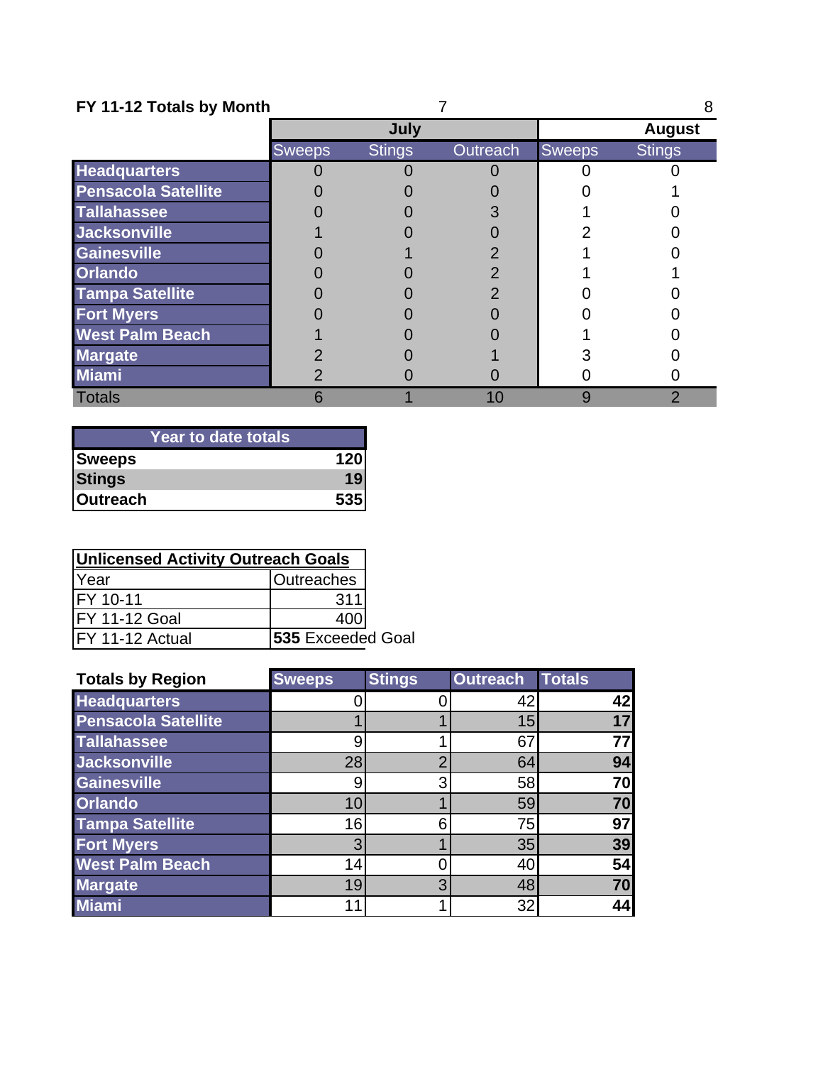## FY 11-12 Totals by Month

| | 7 | | | 8 | |
|---|---|---|---|---|---|
| | July | | | August | |
| | Sweeps | Stings | Outreach | Sweeps | Stings |
| **Headquarters** | 0 | 0 | 0 | 0 | 0 |
| **Pensacola Satellite** | 0 | 0 | 0 | 0 | 1 |
| **Tallahassee** | 0 | 0 | 3 | 1 | 0 |
| **Jacksonville** | 1 | 0 | 0 | 2 | 0 |
| **Gainesville** | 0 | 1 | 2 | 1 | 0 |
| **Orlando** | 0 | 0 | 2 | 1 | 1 |
| **Tampa Satellite** | 0 | 0 | 2 | 0 | 0 |
| **Fort Myers** | 0 | 0 | 0 | 0 | 0 |
| **West Palm Beach** | 1 | 0 | 0 | 1 | 0 |
| **Margate** | 2 | 0 | 1 | 3 | 0 |
| **Miami** | 2 | 0 | 0 | 0 | 0 |
| Totals | 6 | 1 | 10 | 9 | 2 |

| Year to date totals | |
|---|---|
| **Sweeps** | **120** |
| **Stings** | **19** |
| **Outreach** | **535** |

| Unlicensed Activity Outreach Goals | |
|---|---|
| Year | Outreaches |
| FY 10-11 | 311 |
| FY 11-12 Goal | 400 |
| FY 11-12 Actual | **535** Exceeded Goal |

| Totals by Region | Sweeps | Stings | Outreach | Totals |
|---|---|---|---|---|
| **Headquarters** | 0 | 0 | 42 | **42** |
| **Pensacola Satellite** | 1 | 1 | 15 | **17** |
| **Tallahassee** | 9 | 1 | 67 | **77** |
| **Jacksonville** | 28 | 2 | 64 | **94** |
| **Gainesville** | 9 | 3 | 58 | **70** |
| **Orlando** | 10 | 1 | 59 | **70** |
| **Tampa Satellite** | 16 | 6 | 75 | **97** |
| **Fort Myers** | 3 | 1 | 35 | **39** |
| **West Palm Beach** | 14 | 0 | 40 | **54** |
| **Margate** | 19 | 3 | 48 | **70** |
| **Miami** | 11 | 1 | 32 | **44** |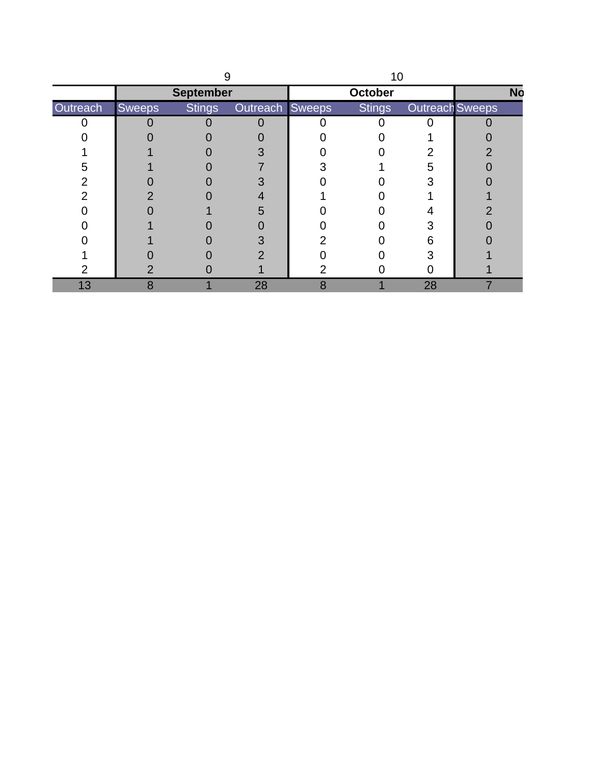| | 9 | | | 10 | | | |
|---|---|---|---|---|---|---|---|
| | **September** | | | **October** | | | **No** |
| Outreach | Sweeps | Stings | Outreach | Sweeps | Stings | Outreach | Sweeps |
| 0 | 0 | 0 | 0 | 0 | 0 | 0 | 0 |
| 0 | 0 | 0 | 0 | 0 | 0 | 1 | 0 |
| 1 | 1 | 0 | 3 | 0 | 0 | 2 | 2 |
| 5 | 1 | 0 | 7 | 3 | 1 | 5 | 0 |
| 2 | 0 | 0 | 3 | 0 | 0 | 3 | 0 |
| 2 | 2 | 0 | 4 | 1 | 0 | 1 | 1 |
| 0 | 0 | 1 | 5 | 0 | 0 | 4 | 2 |
| 0 | 1 | 0 | 0 | 0 | 0 | 3 | 0 |
| 0 | 1 | 0 | 3 | 2 | 0 | 6 | 0 |
| 1 | 0 | 0 | 2 | 0 | 0 | 3 | 1 |
| 2 | 2 | 0 | 1 | 2 | 0 | 0 | 1 |
| 13 | 8 | 1 | 28 | 8 | 1 | 28 | 7 |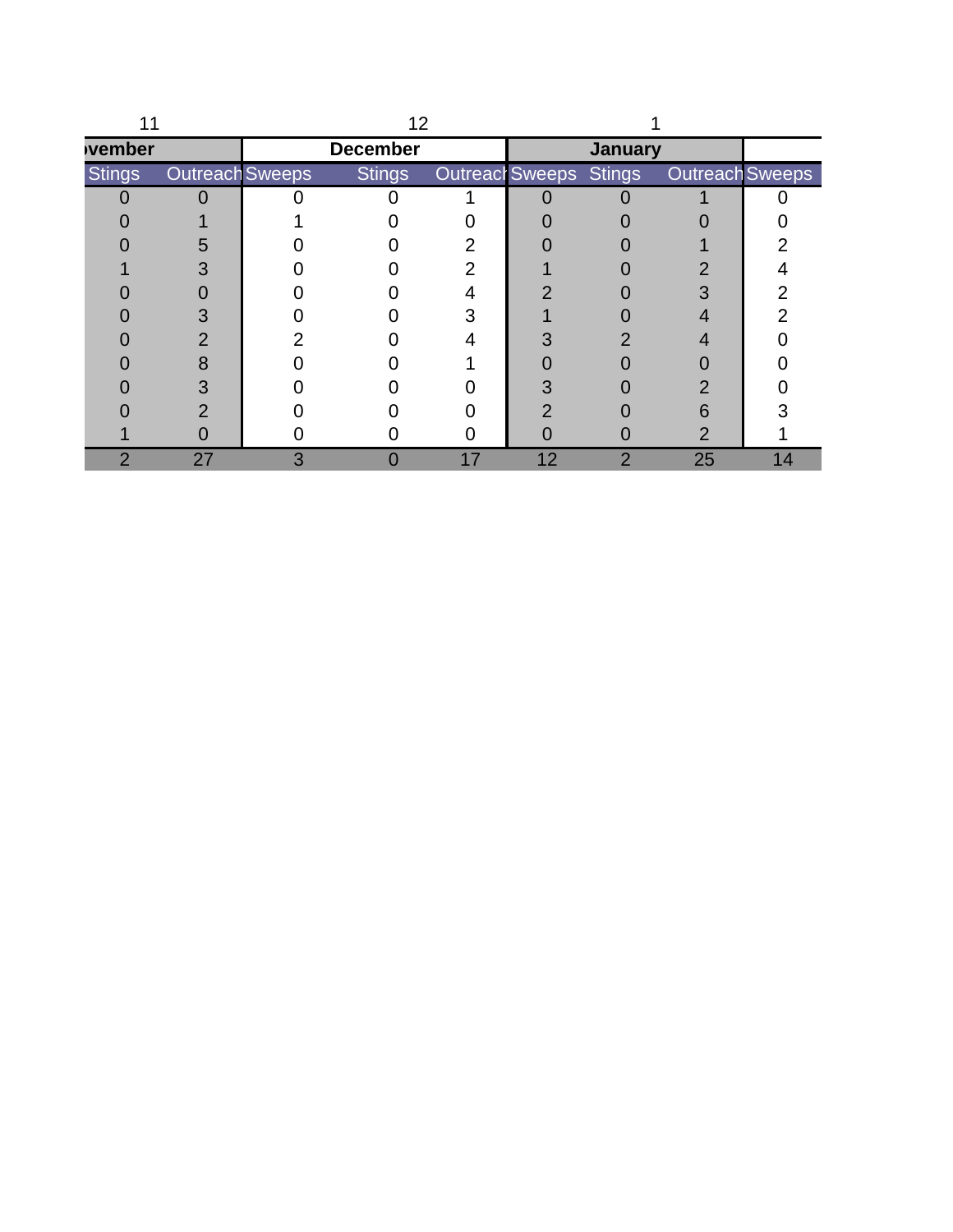| 11 | | 12 | | | 1 | | | |
|---|---|---|---|---|---|---|---|---|
| vember | | December | | | January | | | |
| Stings | Outreach | Sweeps | Stings | Outreach | Sweeps | Stings | Outreach | Sweeps |
| 0 | 0 | 0 | 0 | 1 | 0 | 0 | 1 | 0 |
| 0 | 1 | 1 | 0 | 0 | 0 | 0 | 0 | 0 |
| 0 | 5 | 0 | 0 | 2 | 0 | 0 | 1 | 2 |
| 1 | 3 | 0 | 0 | 2 | 1 | 0 | 2 | 4 |
| 0 | 0 | 0 | 0 | 4 | 2 | 0 | 3 | 2 |
| 0 | 3 | 0 | 0 | 3 | 1 | 0 | 4 | 2 |
| 0 | 2 | 2 | 0 | 4 | 3 | 2 | 4 | 0 |
| 0 | 8 | 0 | 0 | 1 | 0 | 0 | 0 | 0 |
| 0 | 3 | 0 | 0 | 0 | 3 | 0 | 2 | 0 |
| 0 | 2 | 0 | 0 | 0 | 2 | 0 | 6 | 3 |
| 1 | 0 | 0 | 0 | 0 | 0 | 0 | 2 | 1 |
| 2 | 27 | 3 | 0 | 17 | 12 | 2 | 25 | 14 |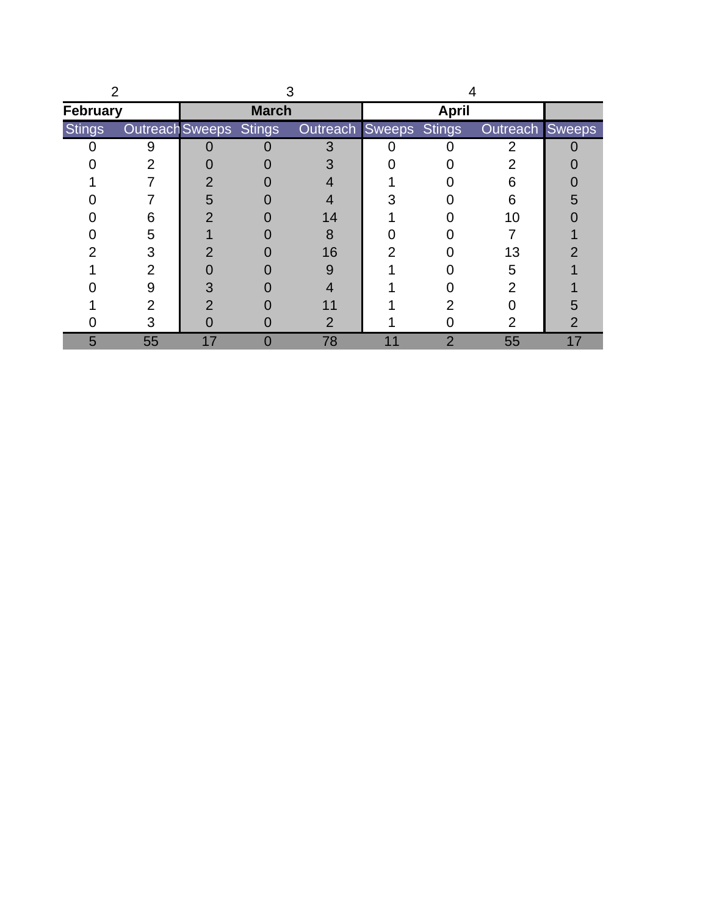| 2 | | 3 | | | 4 | | | |
|---|---|---|---|---|---|---|---|---|
| **February** | | **March** | | | **April** | | | |
| Stings | Outreach | Sweeps | Stings | Outreach | Sweeps | Stings | Outreach | Sweeps |
| 0 | 9 | 0 | 0 | 3 | 0 | 0 | 2 | 0 |
| 0 | 2 | 0 | 0 | 3 | 0 | 0 | 2 | 0 |
| 1 | 7 | 2 | 0 | 4 | 1 | 0 | 6 | 0 |
| 0 | 7 | 5 | 0 | 4 | 3 | 0 | 6 | 5 |
| 0 | 6 | 2 | 0 | 14 | 1 | 0 | 10 | 0 |
| 0 | 5 | 1 | 0 | 8 | 0 | 0 | 7 | 1 |
| 2 | 3 | 2 | 0 | 16 | 2 | 0 | 13 | 2 |
| 1 | 2 | 0 | 0 | 9 | 1 | 0 | 5 | 1 |
| 0 | 9 | 3 | 0 | 4 | 1 | 0 | 2 | 1 |
| 1 | 2 | 2 | 0 | 11 | 1 | 2 | 0 | 5 |
| 0 | 3 | 0 | 0 | 2 | 1 | 0 | 2 | 2 |
| 5 | 55 | 17 | 0 | 78 | 11 | 2 | 55 | 17 |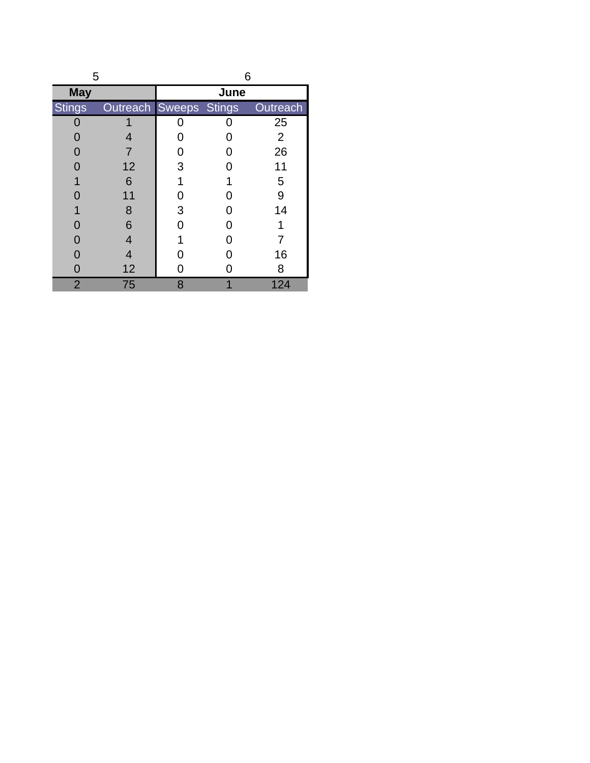| 5 | | 6 | | |
|---|---|---|---|---|
| **May** | | **June** | | |
| Stings | Outreach | Sweeps | Stings | Outreach |
| 0 | 1 | 0 | 0 | 25 |
| 0 | 4 | 0 | 0 | 2 |
| 0 | 7 | 0 | 0 | 26 |
| 0 | 12 | 3 | 0 | 11 |
| 1 | 6 | 1 | 1 | 5 |
| 0 | 11 | 0 | 0 | 9 |
| 1 | 8 | 3 | 0 | 14 |
| 0 | 6 | 0 | 0 | 1 |
| 0 | 4 | 1 | 0 | 7 |
| 0 | 4 | 0 | 0 | 16 |
| 0 | 12 | 0 | 0 | 8 |
| 2 | 75 | 8 | 1 | 124 |